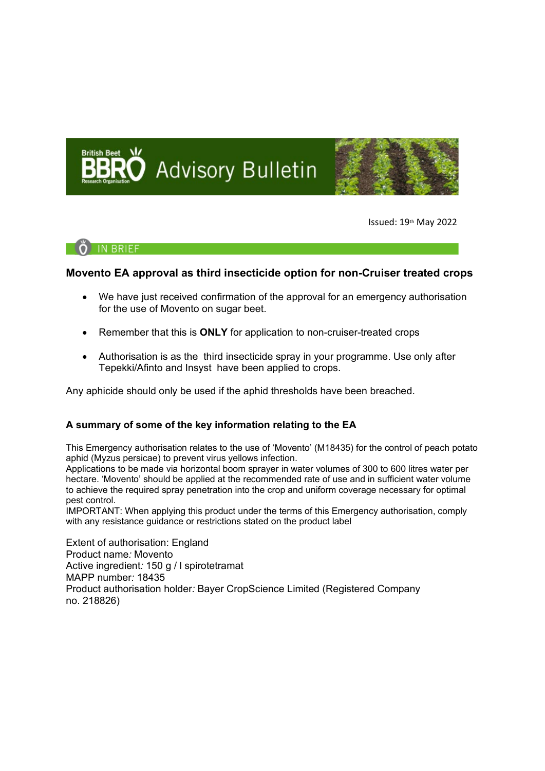British Beet Research Organisation **BBRO** Advisory Bulletin

Issued: 19th May 2022

IN BRIEF

## Movento EA approval as third insecticide option for non-Cruiser treated crops

- We have just received confirmation of the approval for an emergency authorisation for the use of Movento on sugar beet.
- Remember that this is **ONLY** for application to non-cruiser-treated crops
- Authorisation is as the third insecticide spray in your programme. Use only after Tepekki/Afinto and Insyst have been applied to crops.

Any aphicide should only be used if the aphid thresholds have been breached.

### A summary of some of the key information relating to the EA

This Emergency authorisation relates to the use of 'Movento' (M18435) for the control of peach potato aphid (Myzus persicae) to prevent virus yellows infection.
Applications to be made via horizontal boom sprayer in water volumes of 300 to 600 litres water per hectare. 'Movento' should be applied at the recommended rate of use and in sufficient water volume to achieve the required spray penetration into the crop and uniform coverage necessary for optimal pest control.
IMPORTANT: When applying this product under the terms of this Emergency authorisation, comply with any resistance guidance or restrictions stated on the product label

Extent of authorisation: England
Product name*:* Movento
Active ingredient*:* 150 g / l spirotetramat
MAPP number*:* 18435
Product authorisation holder*:* Bayer CropScience Limited (Registered Company no. 218826)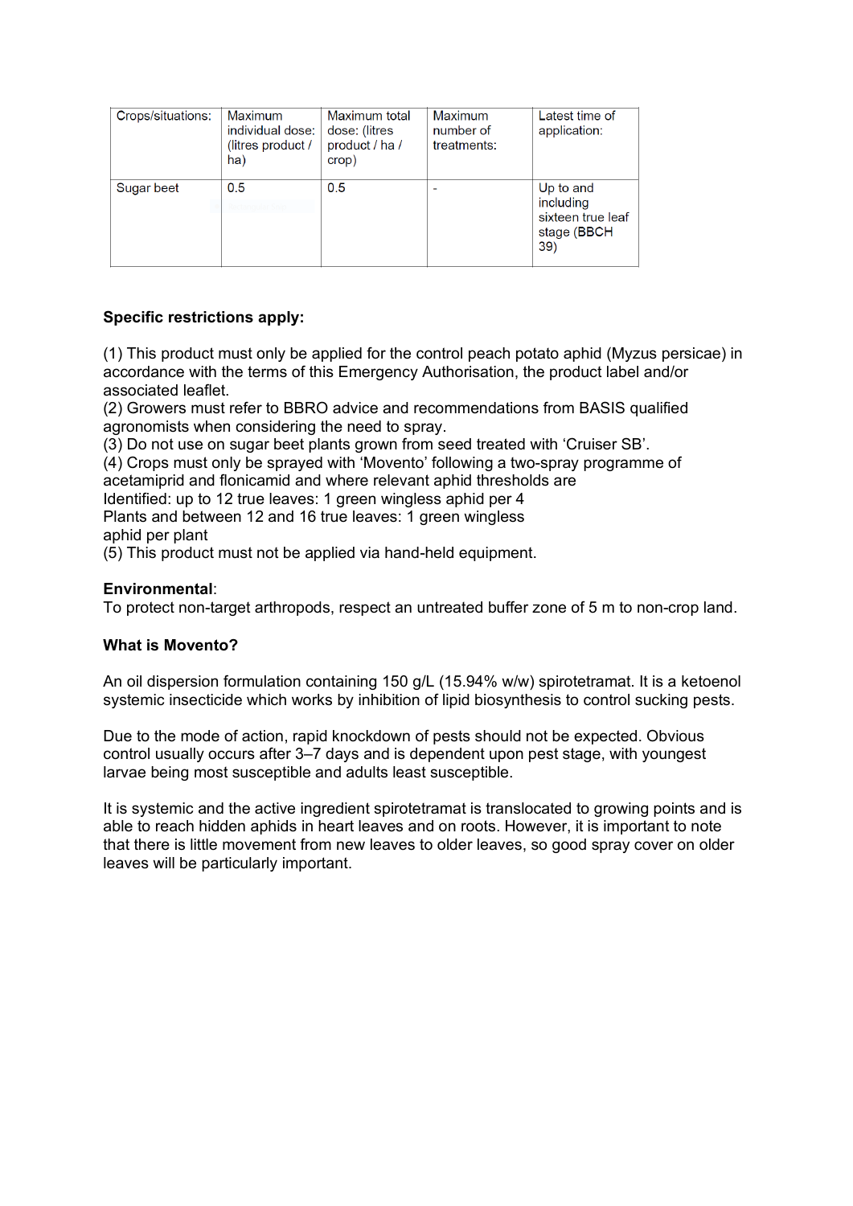| Crops/situations: | Maximum individual dose: (litres product / ha) | Maximum total dose: (litres product / ha / crop) | Maximum number of treatments: | Latest time of application: |
| --- | --- | --- | --- | --- |
| Sugar beet | 0.5 | 0.5 | - | Up to and including sixteen true leaf stage (BBCH 39) |

**Specific restrictions apply:**

(1) This product must only be applied for the control peach potato aphid (Myzus persicae) in accordance with the terms of this Emergency Authorisation, the product label and/or associated leaflet.
(2) Growers must refer to BBRO advice and recommendations from BASIS qualified agronomists when considering the need to spray.
(3) Do not use on sugar beet plants grown from seed treated with 'Cruiser SB'.
(4) Crops must only be sprayed with 'Movento' following a two-spray programme of acetamiprid and flonicamid and where relevant aphid thresholds are
Identified: up to 12 true leaves: 1 green wingless aphid per 4
Plants and between 12 and 16 true leaves: 1 green wingless
aphid per plant
(5) This product must not be applied via hand-held equipment.

**Environmental**:
To protect non-target arthropods, respect an untreated buffer zone of 5 m to non-crop land.

**What is Movento?**

An oil dispersion formulation containing 150 g/L (15.94% w/w) spirotetramat. It is a ketoenol systemic insecticide which works by inhibition of lipid biosynthesis to control sucking pests.

Due to the mode of action, rapid knockdown of pests should not be expected. Obvious control usually occurs after 3–7 days and is dependent upon pest stage, with youngest larvae being most susceptible and adults least susceptible.

It is systemic and the active ingredient spirotetramat is translocated to growing points and is able to reach hidden aphids in heart leaves and on roots. However, it is important to note that there is little movement from new leaves to older leaves, so good spray cover on older leaves will be particularly important.